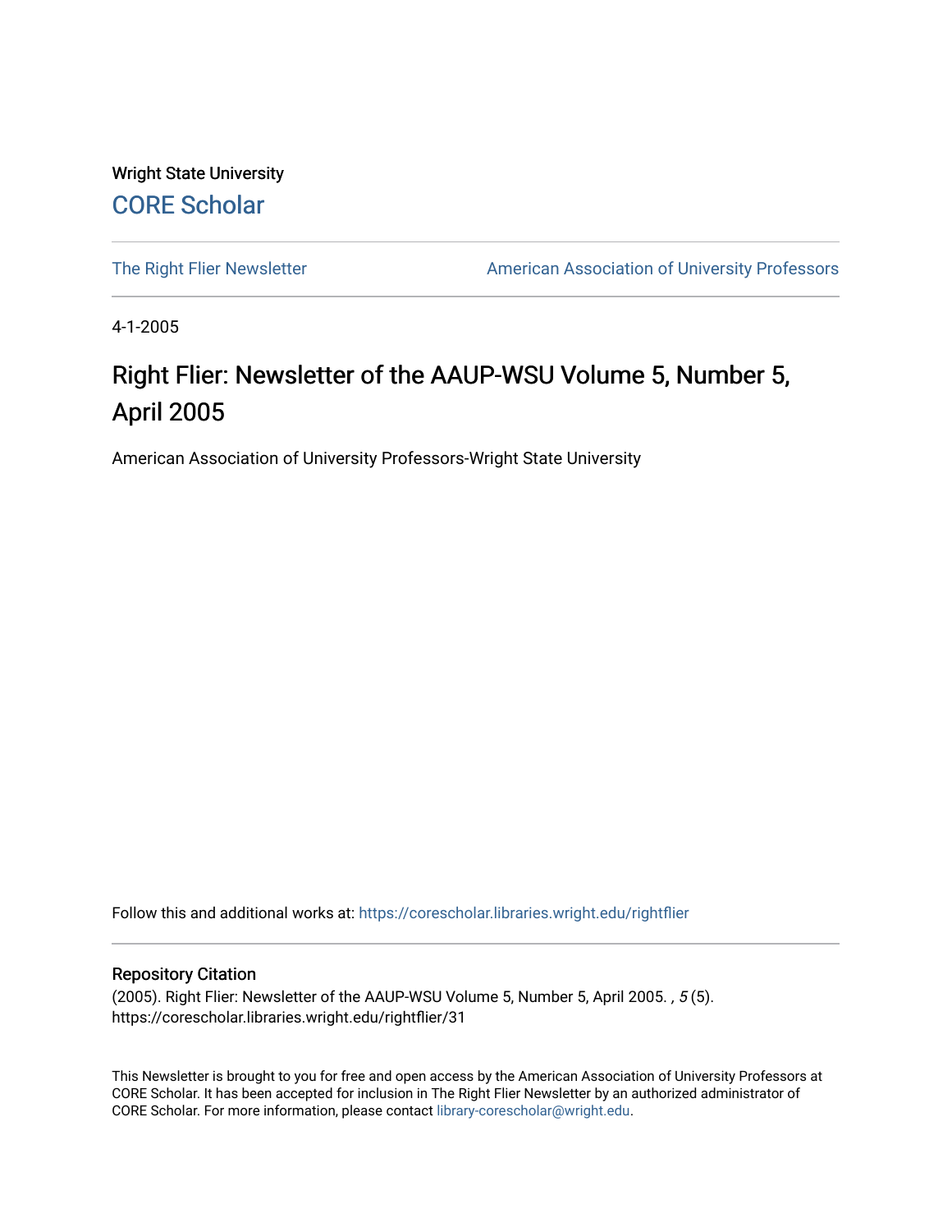Wright State University

CORE Scholar

The Right Flier Newsletter

American Association of University Professors

4-1-2005

# Right Flier: Newsletter of the AAUP-WSU Volume 5, Number 5, April 2005

American Association of University Professors-Wright State University

Follow this and additional works at: https://corescholar.libraries.wright.edu/rightflier

## Repository Citation

(2005). Right Flier: Newsletter of the AAUP-WSU Volume 5, Number 5, April 2005. , *5* (5).
https://corescholar.libraries.wright.edu/rightflier/31

This Newsletter is brought to you for free and open access by the American Association of University Professors at CORE Scholar. It has been accepted for inclusion in The Right Flier Newsletter by an authorized administrator of CORE Scholar. For more information, please contact library-corescholar@wright.edu.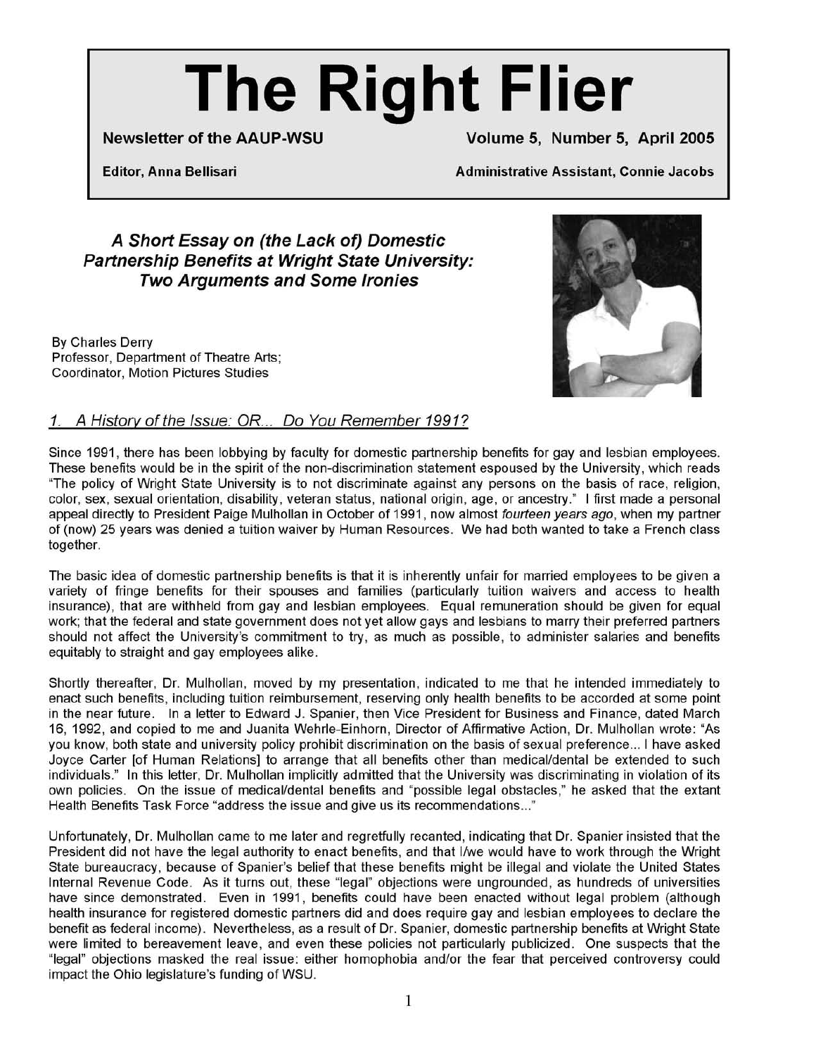# The Right Flier

**Newsletter of the AAUP-WSU** **Volume 5, Number 5, April 2005**

**Editor, Anna Bellisari** **Administrative Assistant, Connie Jacobs**

## *A Short Essay on (the Lack of) Domestic Partnership Benefits at Wright State University: Two Arguments and Some Ironies*

By Charles Derry
Professor, Department of Theatre Arts;
Coordinator, Motion Pictures Studies

### *1. A History of the Issue: OR... Do You Remember 1991?*

Since 1991, there has been lobbying by faculty for domestic partnership benefits for gay and lesbian employees. These benefits would be in the spirit of the non-discrimination statement espoused by the University, which reads "The policy of Wright State University is to not discriminate against any persons on the basis of race, religion, color, sex, sexual orientation, disability, veteran status, national origin, age, or ancestry." I first made a personal appeal directly to President Paige Mulhollan in October of 1991, now almost *fourteen years ago*, when my partner of (now) 25 years was denied a tuition waiver by Human Resources. We had both wanted to take a French class together.

The basic idea of domestic partnership benefits is that it is inherently unfair for married employees to be given a variety of fringe benefits for their spouses and families (particularly tuition waivers and access to health insurance), that are withheld from gay and lesbian employees. Equal remuneration should be given for equal work; that the federal and state government does not yet allow gays and lesbians to marry their preferred partners should not affect the University's commitment to try, as much as possible, to administer salaries and benefits equitably to straight and gay employees alike.

Shortly thereafter, Dr. Mulhollan, moved by my presentation, indicated to me that he intended immediately to enact such benefits, including tuition reimbursement, reserving only health benefits to be accorded at some point in the near future. In a letter to Edward J. Spanier, then Vice President for Business and Finance, dated March 16, 1992, and copied to me and Juanita Wehrle-Einhorn, Director of Affirmative Action, Dr. Mulhollan wrote: "As you know, both state and university policy prohibit discrimination on the basis of sexual preference... I have asked Joyce Carter [of Human Relations] to arrange that all benefits other than medical/dental be extended to such individuals." In this letter, Dr. Mulhollan implicitly admitted that the University was discriminating in violation of its own policies. On the issue of medical/dental benefits and "possible legal obstacles," he asked that the extant Health Benefits Task Force "address the issue and give us its recommendations..."

Unfortunately, Dr. Mulhollan came to me later and regretfully recanted, indicating that Dr. Spanier insisted that the President did not have the legal authority to enact benefits, and that I/we would have to work through the Wright State bureaucracy, because of Spanier's belief that these benefits might be illegal and violate the United States Internal Revenue Code. As it turns out, these "legal" objections were ungrounded, as hundreds of universities have since demonstrated. Even in 1991, benefits could have been enacted without legal problem (although health insurance for registered domestic partners did and does require gay and lesbian employees to declare the benefit as federal income). Nevertheless, as a result of Dr. Spanier, domestic partnership benefits at Wright State were limited to bereavement leave, and even these policies not particularly publicized. One suspects that the "legal" objections masked the real issue: either homophobia and/or the fear that perceived controversy could impact the Ohio legislature's funding of WSU.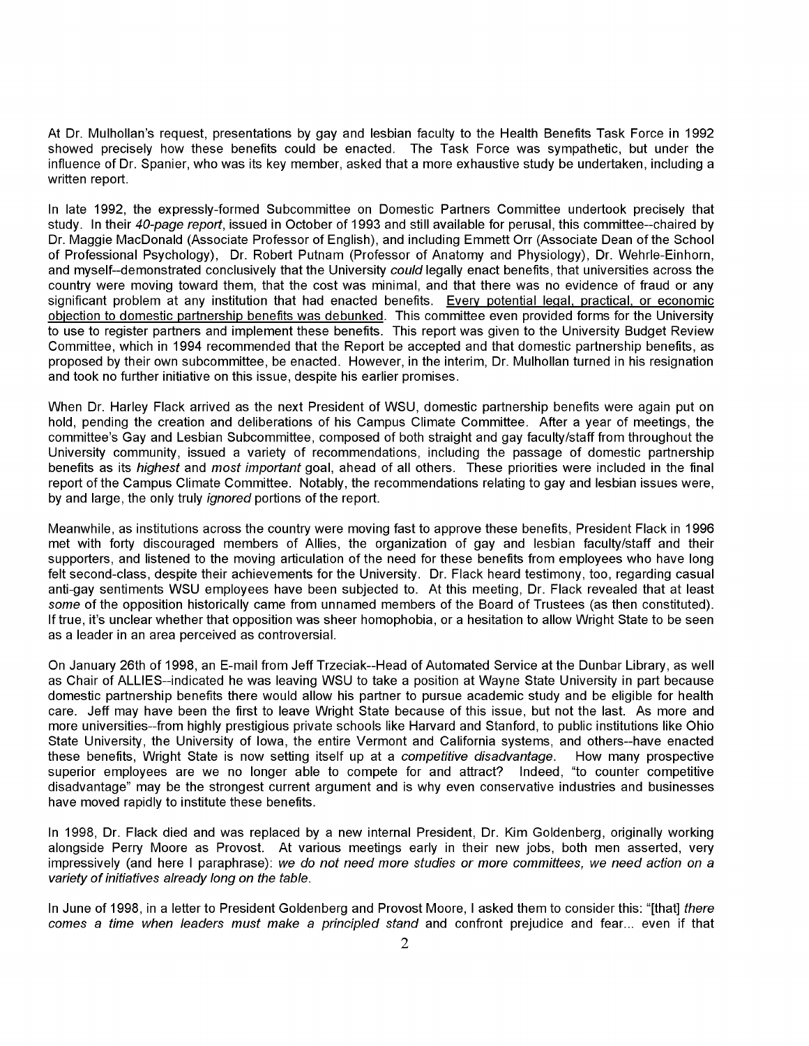At Dr. Mulhollan's request, presentations by gay and lesbian faculty to the Health Benefits Task Force in 1992 showed precisely how these benefits could be enacted. The Task Force was sympathetic, but under the influence of Dr. Spanier, who was its key member, asked that a more exhaustive study be undertaken, including a written report.

In late 1992, the expressly-formed Subcommittee on Domestic Partners Committee undertook precisely that study. In their *40-page report*, issued in October of 1993 and still available for perusal, this committee--chaired by Dr. Maggie MacDonald (Associate Professor of English), and including Emmett Orr (Associate Dean of the School of Professional Psychology), Dr. Robert Putnam (Professor of Anatomy and Physiology), Dr. Wehrle-Einhorn, and myself--demonstrated conclusively that the University *could* legally enact benefits, that universities across the country were moving toward them, that the cost was minimal, and that there was no evidence of fraud or any significant problem at any institution that had enacted benefits. <u>Every potential legal, practical, or economic objection to domestic partnership benefits was debunked</u>. This committee even provided forms for the University to use to register partners and implement these benefits. This report was given to the University Budget Review Committee, which in 1994 recommended that the Report be accepted and that domestic partnership benefits, as proposed by their own subcommittee, be enacted. However, in the interim, Dr. Mulhollan turned in his resignation and took no further initiative on this issue, despite his earlier promises.

When Dr. Harley Flack arrived as the next President of WSU, domestic partnership benefits were again put on hold, pending the creation and deliberations of his Campus Climate Committee. After a year of meetings, the committee's Gay and Lesbian Subcommittee, composed of both straight and gay faculty/staff from throughout the University community, issued a variety of recommendations, including the passage of domestic partnership benefits as its *highest* and *most important* goal, ahead of all others. These priorities were included in the final report of the Campus Climate Committee. Notably, the recommendations relating to gay and lesbian issues were, by and large, the only truly *ignored* portions of the report.

Meanwhile, as institutions across the country were moving fast to approve these benefits, President Flack in 1996 met with forty discouraged members of Allies, the organization of gay and lesbian faculty/staff and their supporters, and listened to the moving articulation of the need for these benefits from employees who have long felt second-class, despite their achievements for the University. Dr. Flack heard testimony, too, regarding casual anti-gay sentiments WSU employees have been subjected to. At this meeting, Dr. Flack revealed that at least *some* of the opposition historically came from unnamed members of the Board of Trustees (as then constituted). If true, it's unclear whether that opposition was sheer homophobia, or a hesitation to allow Wright State to be seen as a leader in an area perceived as controversial.

On January 26th of 1998, an E-mail from Jeff Trzeciak--Head of Automated Service at the Dunbar Library, as well as Chair of ALLIES--indicated he was leaving WSU to take a position at Wayne State University in part because domestic partnership benefits there would allow his partner to pursue academic study and be eligible for health care. Jeff may have been the first to leave Wright State because of this issue, but not the last. As more and more universities--from highly prestigious private schools like Harvard and Stanford, to public institutions like Ohio State University, the University of Iowa, the entire Vermont and California systems, and others--have enacted these benefits, Wright State is now setting itself up at a *competitive disadvantage*. How many prospective superior employees are we no longer able to compete for and attract? Indeed, "to counter competitive disadvantage" may be the strongest current argument and is why even conservative industries and businesses have moved rapidly to institute these benefits.

In 1998, Dr. Flack died and was replaced by a new internal President, Dr. Kim Goldenberg, originally working alongside Perry Moore as Provost. At various meetings early in their new jobs, both men asserted, very impressively (and here I paraphrase): *we do not need more studies or more committees, we need action on a variety of initiatives already long on the table.*

In June of 1998, in a letter to President Goldenberg and Provost Moore, I asked them to consider this: "[that] *there comes a time when leaders must make a principled stand* and confront prejudice and fear... even if that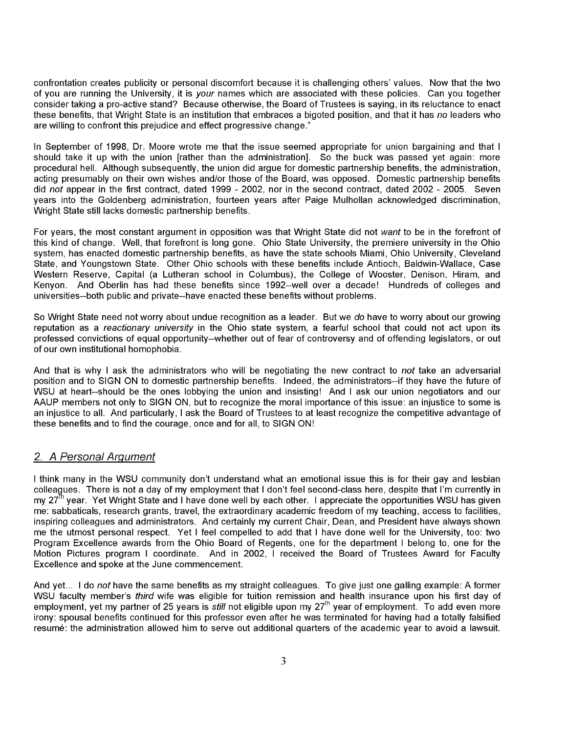confrontation creates publicity or personal discomfort because it is challenging others' values. Now that the two of you are running the University, it is *your* names which are associated with these policies. Can you together consider taking a pro-active stand? Because otherwise, the Board of Trustees is saying, in its reluctance to enact these benefits, that Wright State is an institution that embraces a bigoted position, and that it has *no* leaders who are willing to confront this prejudice and effect progressive change."

In September of 1998, Dr. Moore wrote me that the issue seemed appropriate for union bargaining and that I should take it up with the union [rather than the administration]. So the buck was passed yet again: more procedural hell. Although subsequently, the union did argue for domestic partnership benefits, the administration, acting presumably on their own wishes and/or those of the Board, was opposed. Domestic partnership benefits did *not* appear in the first contract, dated 1999 - 2002, nor in the second contract, dated 2002 - 2005. Seven years into the Goldenberg administration, fourteen years after Paige Mulhollan acknowledged discrimination, Wright State still lacks domestic partnership benefits.

For years, the most constant argument in opposition was that Wright State did not *want* to be in the forefront of this kind of change. Well, that forefront is long gone. Ohio State University, the premiere university in the Ohio system, has enacted domestic partnership benefits, as have the state schools Miami, Ohio University, Cleveland State, and Youngstown State. Other Ohio schools with these benefits include Antioch, Baldwin-Wallace, Case Western Reserve, Capital (a Lutheran school in Columbus), the College of Wooster, Denison, Hiram, and Kenyon. And Oberlin has had these benefits since 1992--well over a decade! Hundreds of colleges and universities--both public and private--have enacted these benefits without problems.

So Wright State need not worry about undue recognition as a leader. But we *do* have to worry about our growing reputation as a *reactionary university* in the Ohio state system, a fearful school that could not act upon its professed convictions of equal opportunity--whether out of fear of controversy and of offending legislators, or out of our own institutional homophobia.

And that is why I ask the administrators who will be negotiating the new contract to *not* take an adversarial position and to SIGN ON to domestic partnership benefits. Indeed, the administrators--if they have the future of WSU at heart--should be the ones lobbying the union and insisting! And I ask our union negotiators and our AAUP members not only to SIGN ON, but to recognize the moral importance of this issue: an injustice to some is an injustice to all. And particularly, I ask the Board of Trustees to at least recognize the competitive advantage of these benefits and to find the courage, once and for all, to SIGN ON!

## 2. A Personal Argument

I think many in the WSU community don't understand what an emotional issue this is for their gay and lesbian colleagues. There is not a day of my employment that I don't feel second-class here, despite that I'm currently in my 27th year. Yet Wright State and I have done well by each other. I appreciate the opportunities WSU has given me: sabbaticals, research grants, travel, the extraordinary academic freedom of my teaching, access to facilities, inspiring colleagues and administrators. And certainly my current Chair, Dean, and President have always shown me the utmost personal respect. Yet I feel compelled to add that I have done well for the University, too: two Program Excellence awards from the Ohio Board of Regents, one for the department I belong to, one for the Motion Pictures program I coordinate. And in 2002, I received the Board of Trustees Award for Faculty Excellence and spoke at the June commencement.

And yet... I do *not* have the same benefits as my straight colleagues. To give just one galling example: A former WSU faculty member's *third* wife was eligible for tuition remission and health insurance upon his first day of employment, yet my partner of 25 years is *still* not eligible upon my 27th year of employment. To add even more irony: spousal benefits continued for this professor even after he was terminated for having had a totally falsified resumé: the administration allowed him to serve out additional quarters of the academic year to avoid a lawsuit.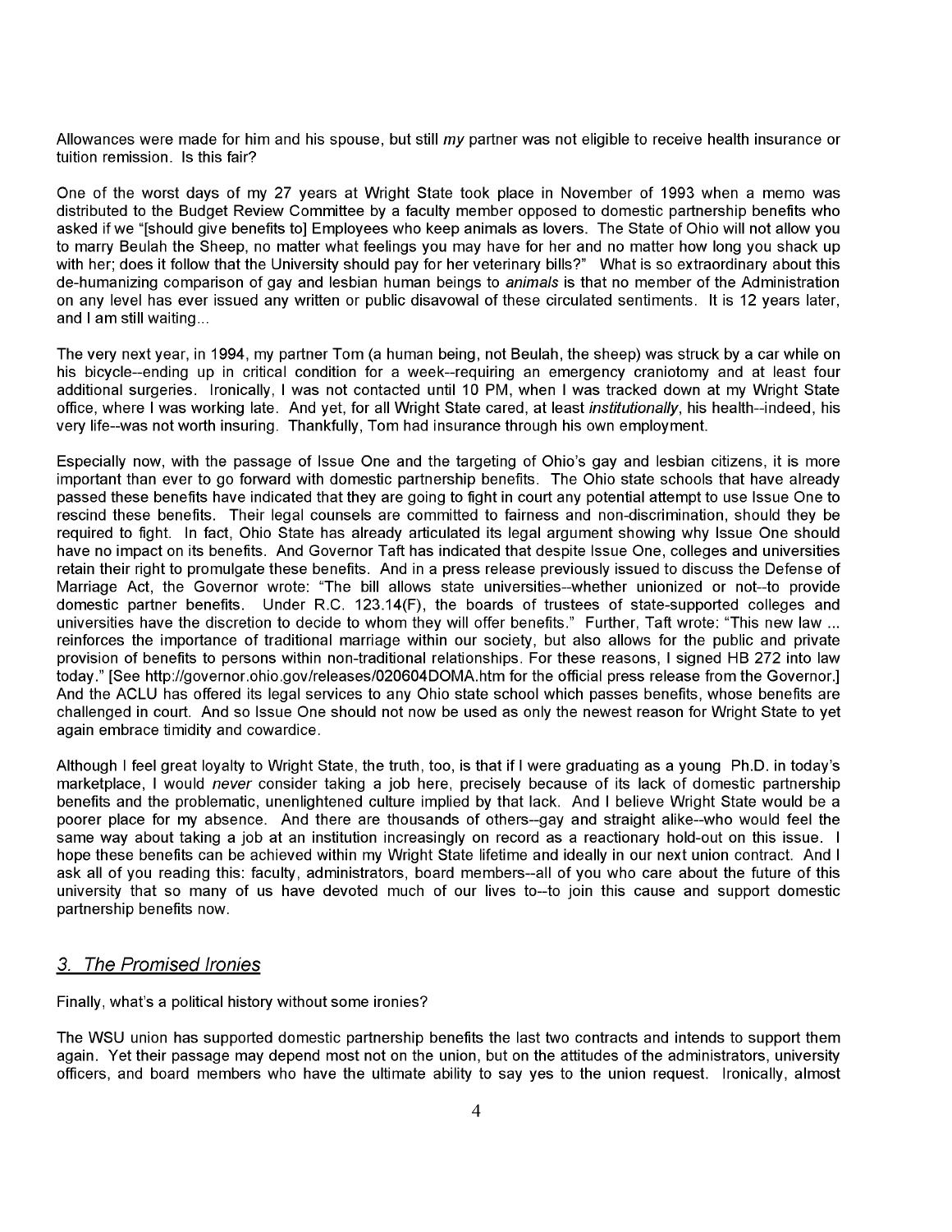Allowances were made for him and his spouse, but still *my* partner was not eligible to receive health insurance or tuition remission. Is this fair?

One of the worst days of my 27 years at Wright State took place in November of 1993 when a memo was distributed to the Budget Review Committee by a faculty member opposed to domestic partnership benefits who asked if we "[should give benefits to] Employees who keep animals as lovers. The State of Ohio will not allow you to marry Beulah the Sheep, no matter what feelings you may have for her and no matter how long you shack up with her; does it follow that the University should pay for her veterinary bills?" What is so extraordinary about this de-humanizing comparison of gay and lesbian human beings to *animals* is that no member of the Administration on any level has ever issued any written or public disavowal of these circulated sentiments. It is 12 years later, and I am still waiting...

The very next year, in 1994, my partner Tom (a human being, not Beulah, the sheep) was struck by a car while on his bicycle--ending up in critical condition for a week--requiring an emergency craniotomy and at least four additional surgeries. Ironically, I was not contacted until 10 PM, when I was tracked down at my Wright State office, where I was working late. And yet, for all Wright State cared, at least *institutionally*, his health--indeed, his very life--was not worth insuring. Thankfully, Tom had insurance through his own employment.

Especially now, with the passage of Issue One and the targeting of Ohio's gay and lesbian citizens, it is more important than ever to go forward with domestic partnership benefits. The Ohio state schools that have already passed these benefits have indicated that they are going to fight in court any potential attempt to use Issue One to rescind these benefits. Their legal counsels are committed to fairness and non-discrimination, should they be required to fight. In fact, Ohio State has already articulated its legal argument showing why Issue One should have no impact on its benefits. And Governor Taft has indicated that despite Issue One, colleges and universities retain their right to promulgate these benefits. And in a press release previously issued to discuss the Defense of Marriage Act, the Governor wrote: "The bill allows state universities--whether unionized or not--to provide domestic partner benefits. Under R.C. 123.14(F), the boards of trustees of state-supported colleges and universities have the discretion to decide to whom they will offer benefits." Further, Taft wrote: "This new law ... reinforces the importance of traditional marriage within our society, but also allows for the public and private provision of benefits to persons within non-traditional relationships. For these reasons, I signed HB 272 into law today." [See http://governor.ohio.gov/releases/020604DOMA.htm for the official press release from the Governor.] And the ACLU has offered its legal services to any Ohio state school which passes benefits, whose benefits are challenged in court. And so Issue One should not now be used as only the newest reason for Wright State to yet again embrace timidity and cowardice.

Although I feel great loyalty to Wright State, the truth, too, is that if I were graduating as a young Ph.D. in today's marketplace, I would *never* consider taking a job here, precisely because of its lack of domestic partnership benefits and the problematic, unenlightened culture implied by that lack. And I believe Wright State would be a poorer place for my absence. And there are thousands of others--gay and straight alike--who would feel the same way about taking a job at an institution increasingly on record as a reactionary hold-out on this issue. I hope these benefits can be achieved within my Wright State lifetime and ideally in our next union contract. And I ask all of you reading this: faculty, administrators, board members--all of you who care about the future of this university that so many of us have devoted much of our lives to--to join this cause and support domestic partnership benefits now.

## *3. The Promised Ironies*

Finally, what's a political history without some ironies?

The WSU union has supported domestic partnership benefits the last two contracts and intends to support them again. Yet their passage may depend most not on the union, but on the attitudes of the administrators, university officers, and board members who have the ultimate ability to say yes to the union request. Ironically, almost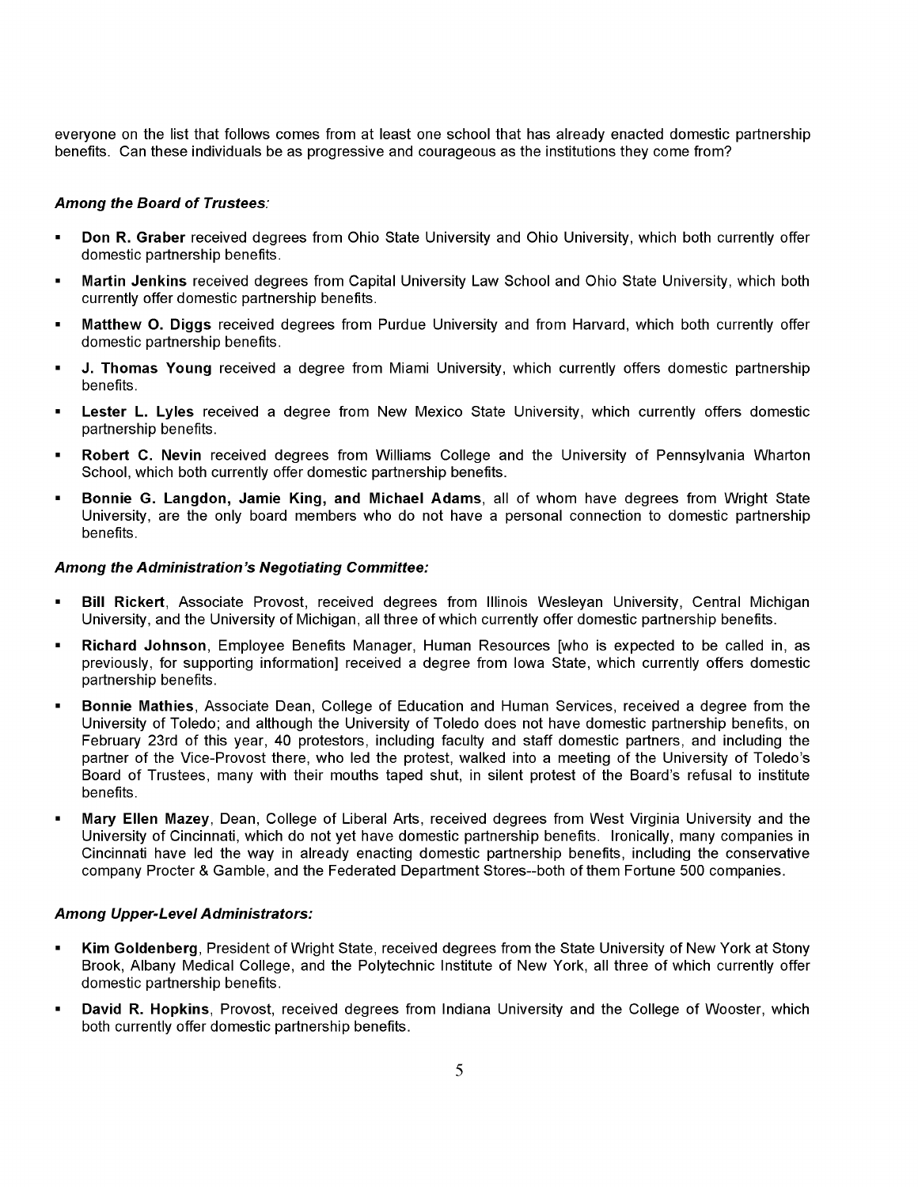everyone on the list that follows comes from at least one school that has already enacted domestic partnership benefits. Can these individuals be as progressive and courageous as the institutions they come from?

***Among the Board of Trustees:***

- **Don R. Graber** received degrees from Ohio State University and Ohio University, which both currently offer domestic partnership benefits.
- **Martin Jenkins** received degrees from Capital University Law School and Ohio State University, which both currently offer domestic partnership benefits.
- **Matthew O. Diggs** received degrees from Purdue University and from Harvard, which both currently offer domestic partnership benefits.
- **J. Thomas Young** received a degree from Miami University, which currently offers domestic partnership benefits.
- **Lester L. Lyles** received a degree from New Mexico State University, which currently offers domestic partnership benefits.
- **Robert C. Nevin** received degrees from Williams College and the University of Pennsylvania Wharton School, which both currently offer domestic partnership benefits.
- **Bonnie G. Langdon, Jamie King, and Michael Adams**, all of whom have degrees from Wright State University, are the only board members who do not have a personal connection to domestic partnership benefits.

***Among the Administration's Negotiating Committee:***

- **Bill Rickert**, Associate Provost, received degrees from Illinois Wesleyan University, Central Michigan University, and the University of Michigan, all three of which currently offer domestic partnership benefits.
- **Richard Johnson**, Employee Benefits Manager, Human Resources [who is expected to be called in, as previously, for supporting information] received a degree from Iowa State, which currently offers domestic partnership benefits.
- **Bonnie Mathies**, Associate Dean, College of Education and Human Services, received a degree from the University of Toledo; and although the University of Toledo does not have domestic partnership benefits, on February 23rd of this year, 40 protestors, including faculty and staff domestic partners, and including the partner of the Vice-Provost there, who led the protest, walked into a meeting of the University of Toledo's Board of Trustees, many with their mouths taped shut, in silent protest of the Board's refusal to institute benefits.
- **Mary Ellen Mazey**, Dean, College of Liberal Arts, received degrees from West Virginia University and the University of Cincinnati, which do not yet have domestic partnership benefits. Ironically, many companies in Cincinnati have led the way in already enacting domestic partnership benefits, including the conservative company Procter & Gamble, and the Federated Department Stores--both of them Fortune 500 companies.

***Among Upper-Level Administrators:***

- **Kim Goldenberg**, President of Wright State, received degrees from the State University of New York at Stony Brook, Albany Medical College, and the Polytechnic Institute of New York, all three of which currently offer domestic partnership benefits.
- **David R. Hopkins**, Provost, received degrees from Indiana University and the College of Wooster, which both currently offer domestic partnership benefits.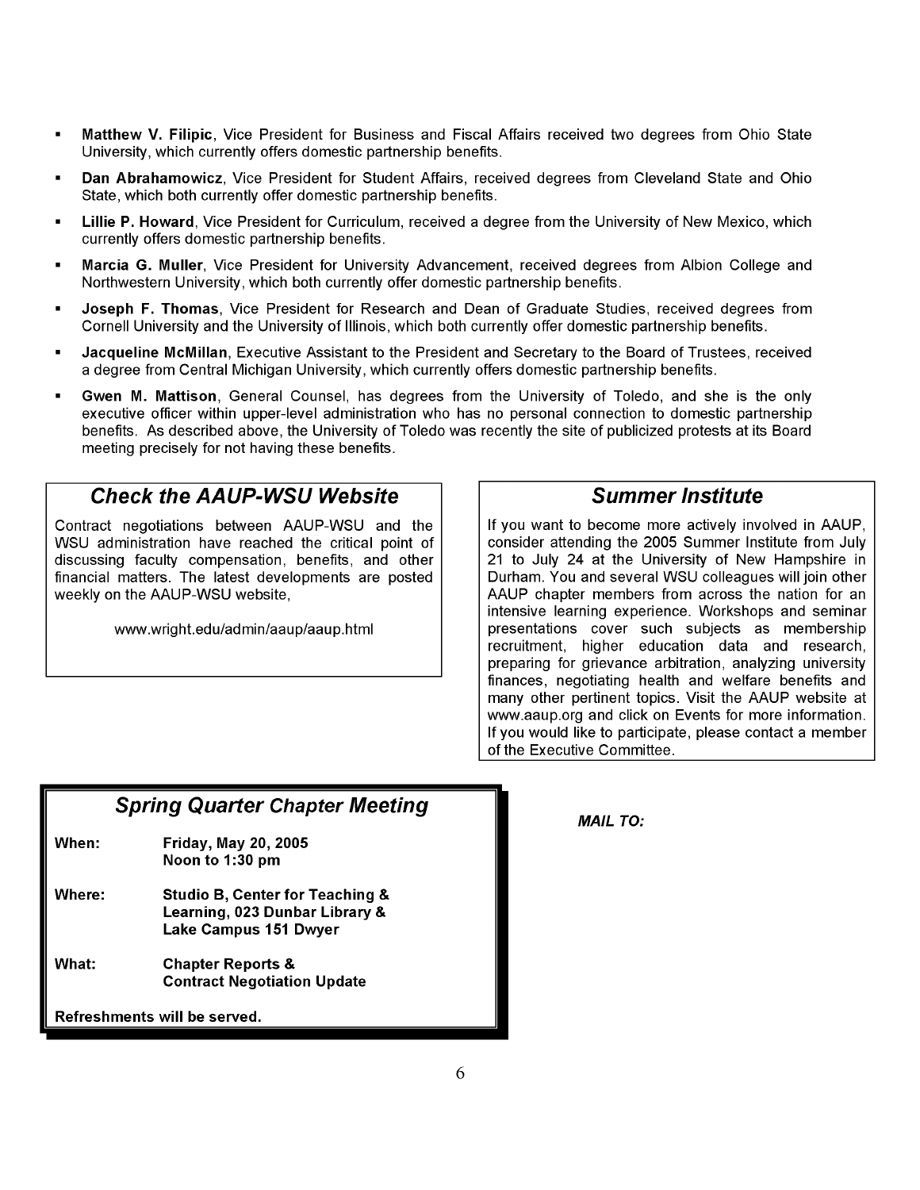- **Matthew V. Filipic**, Vice President for Business and Fiscal Affairs received two degrees from Ohio State University, which currently offers domestic partnership benefits.
- **Dan Abrahamowicz**, Vice President for Student Affairs, received degrees from Cleveland State and Ohio State, which both currently offer domestic partnership benefits.
- **Lillie P. Howard**, Vice President for Curriculum, received a degree from the University of New Mexico, which currently offers domestic partnership benefits.
- **Marcia G. Muller**, Vice President for University Advancement, received degrees from Albion College and Northwestern University, which both currently offer domestic partnership benefits.
- **Joseph F. Thomas**, Vice President for Research and Dean of Graduate Studies, received degrees from Cornell University and the University of Illinois, which both currently offer domestic partnership benefits.
- **Jacqueline McMillan**, Executive Assistant to the President and Secretary to the Board of Trustees, received a degree from Central Michigan University, which currently offers domestic partnership benefits.
- **Gwen M. Mattison**, General Counsel, has degrees from the University of Toledo, and she is the only executive officer within upper-level administration who has no personal connection to domestic partnership benefits. As described above, the University of Toledo was recently the site of publicized protests at its Board meeting precisely for not having these benefits.

## *Check the AAUP-WSU Website*

Contract negotiations between AAUP-WSU and the WSU administration have reached the critical point of discussing faculty compensation, benefits, and other financial matters. The latest developments are posted weekly on the AAUP-WSU website,

www.wright.edu/admin/aaup/aaup.html

## *Summer Institute*

If you want to become more actively involved in AAUP, consider attending the 2005 Summer Institute from July 21 to July 24 at the University of New Hampshire in Durham. You and several WSU colleagues will join other AAUP chapter members from across the nation for an intensive learning experience. Workshops and seminar presentations cover such subjects as membership recruitment, higher education data and research, preparing for grievance arbitration, analyzing university finances, negotiating health and welfare benefits and many other pertinent topics. Visit the AAUP website at www.aaup.org and click on Events for more information. If you would like to participate, please contact a member of the Executive Committee.

## *Spring Quarter* Chapter Meeting

**When:** **Friday, May 20, 2005**
**Noon to 1:30 pm**

**Where:** **Studio B, Center for Teaching & Learning, 023 Dunbar Library & Lake Campus 151 Dwyer**

**What:** **Chapter Reports & Contract Negotiation Update**

**Refreshments will be served.**

***MAIL TO:***